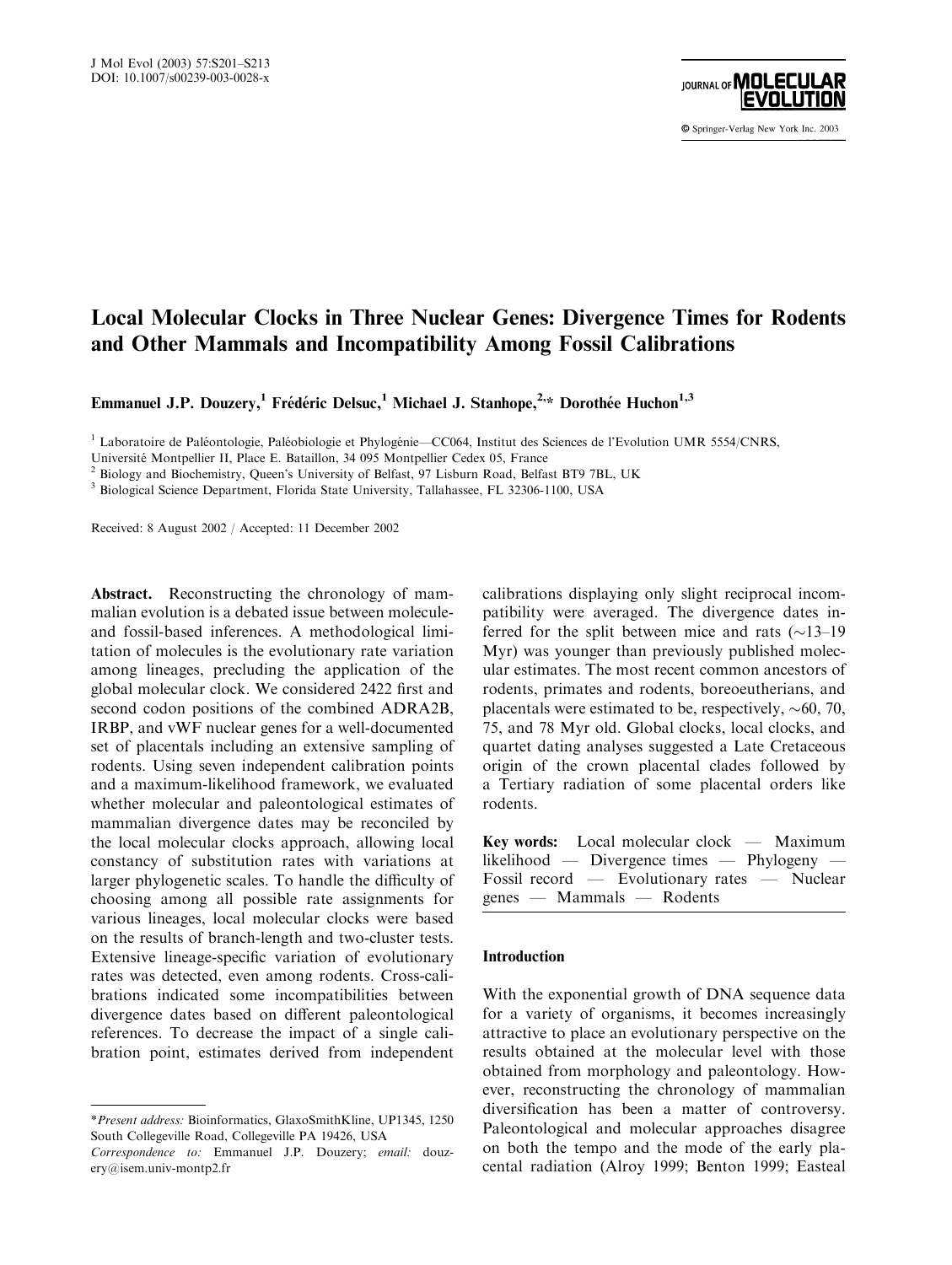# Local Molecular Clocks in Three Nuclear Genes: Divergence Times for Rodents and Other Mammals and Incompatibility Among Fossil Calibrations

**Emmanuel J.P. Douzery,[1] Frédéric Delsuc,[1] Michael J. Stanhope,[2,*] Dorothée Huchon[1,3]**

[1] Laboratoire de Paléontologie, Paléobiologie et Phylogénie—CC064, Institut des Sciences de l'Evolution UMR 5554/CNRS, Université Montpellier II, Place E. Bataillon, 34 095 Montpellier Cedex 05, France
[2] Biology and Biochemistry, Queen's University of Belfast, 97 Lisburn Road, Belfast BT9 7BL, UK
[3] Biological Science Department, Florida State University, Tallahassee, FL 32306-1100, USA

Received: 8 August 2002 / Accepted: 11 December 2002

**Abstract.** Reconstructing the chronology of mammalian evolution is a debated issue between molecule- and fossil-based inferences. A methodological limitation of molecules is the evolutionary rate variation among lineages, precluding the application of the global molecular clock. We considered 2422 first and second codon positions of the combined ADRA2B, IRBP, and vWF nuclear genes for a well-documented set of placentals including an extensive sampling of rodents. Using seven independent calibration points and a maximum-likelihood framework, we evaluated whether molecular and paleontological estimates of mammalian divergence dates may be reconciled by the local molecular clocks approach, allowing local constancy of substitution rates with variations at larger phylogenetic scales. To handle the difficulty of choosing among all possible rate assignments for various lineages, local molecular clocks were based on the results of branch-length and two-cluster tests. Extensive lineage-specific variation of evolutionary rates was detected, even among rodents. Cross-calibrations indicated some incompatibilities between divergence dates based on different paleontological references. To decrease the impact of a single calibration point, estimates derived from independent calibrations displaying only slight reciprocal incompatibility were averaged. The divergence dates inferred for the split between mice and rats (~13–19 Myr) was younger than previously published molecular estimates. The most recent common ancestors of rodents, primates and rodents, boreoeutherians, and placentals were estimated to be, respectively, ~60, 70, 75, and 78 Myr old. Global clocks, local clocks, and quartet dating analyses suggested a Late Cretaceous origin of the crown placental clades followed by a Tertiary radiation of some placental orders like rodents.

**Key words:** Local molecular clock — Maximum likelihood — Divergence times — Phylogeny — Fossil record — Evolutionary rates — Nuclear genes — Mammals — Rodents

## Introduction

With the exponential growth of DNA sequence data for a variety of organisms, it becomes increasingly attractive to place an evolutionary perspective on the results obtained at the molecular level with those obtained from morphology and paleontology. However, reconstructing the chronology of mammalian diversification has been a matter of controversy. Paleontological and molecular approaches disagree on both the tempo and the mode of the early placental radiation (Alroy 1999; Benton 1999; Easteal

---

*Present address: Bioinformatics, GlaxoSmithKline, UP1345, 1250 South Collegeville Road, Collegeville PA 19426, USA

*Correspondence to:* Emmanuel J.P. Douzery; *email:* douzery@isem.univ-montp2.fr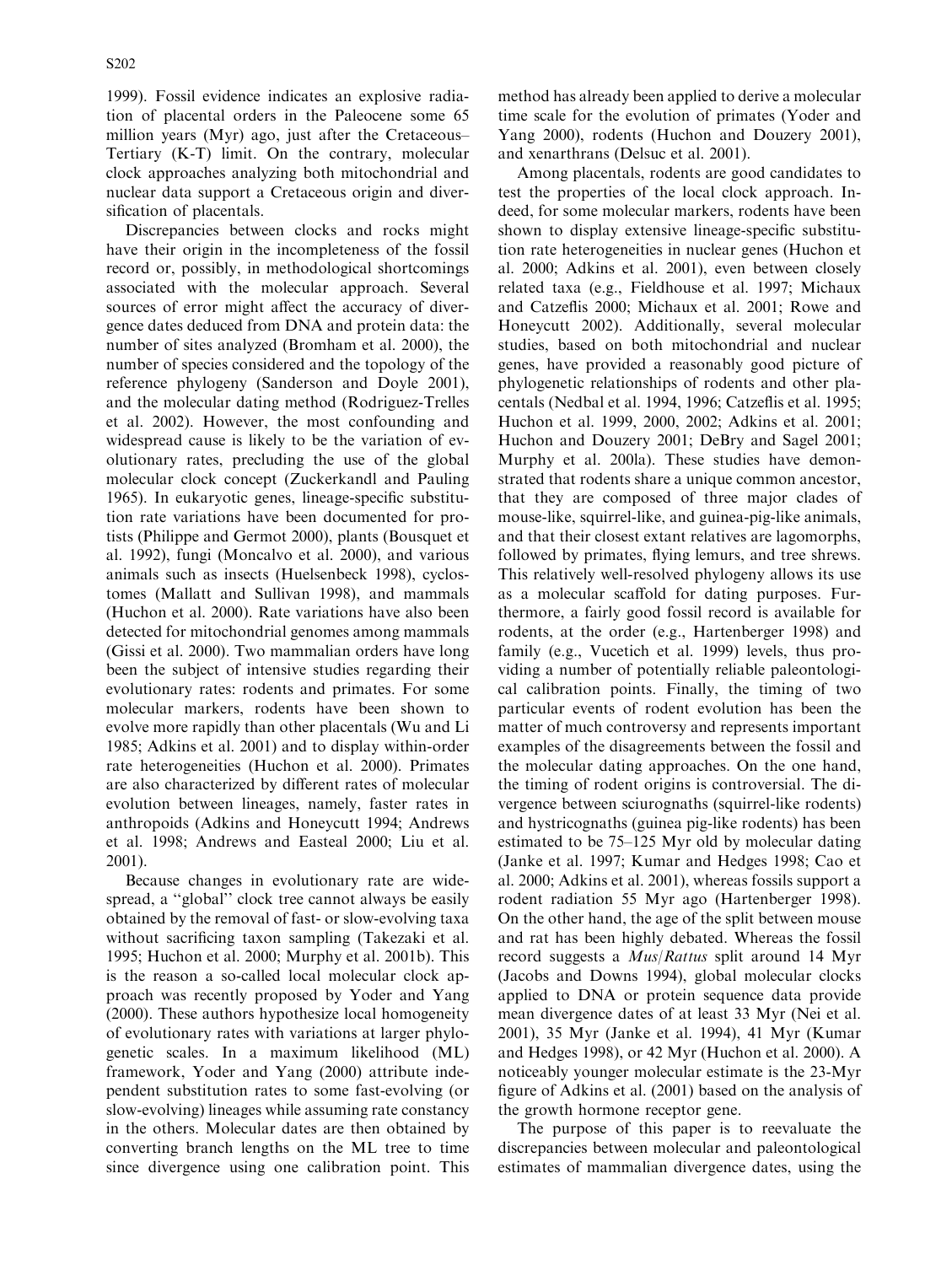1999). Fossil evidence indicates an explosive radiation of placental orders in the Paleocene some 65 million years (Myr) ago, just after the Cretaceous–Tertiary (K-T) limit. On the contrary, molecular clock approaches analyzing both mitochondrial and nuclear data support a Cretaceous origin and diversification of placentals.

Discrepancies between clocks and rocks might have their origin in the incompleteness of the fossil record or, possibly, in methodological shortcomings associated with the molecular approach. Several sources of error might affect the accuracy of divergence dates deduced from DNA and protein data: the number of sites analyzed (Bromham et al. 2000), the number of species considered and the topology of the reference phylogeny (Sanderson and Doyle 2001), and the molecular dating method (Rodriguez-Trelles et al. 2002). However, the most confounding and widespread cause is likely to be the variation of evolutionary rates, precluding the use of the global molecular clock concept (Zuckerkandl and Pauling 1965). In eukaryotic genes, lineage-specific substitution rate variations have been documented for protists (Philippe and Germot 2000), plants (Bousquet et al. 1992), fungi (Moncalvo et al. 2000), and various animals such as insects (Huelsenbeck 1998), cyclostomes (Mallatt and Sullivan 1998), and mammals (Huchon et al. 2000). Rate variations have also been detected for mitochondrial genomes among mammals (Gissi et al. 2000). Two mammalian orders have long been the subject of intensive studies regarding their evolutionary rates: rodents and primates. For some molecular markers, rodents have been shown to evolve more rapidly than other placentals (Wu and Li 1985; Adkins et al. 2001) and to display within-order rate heterogeneities (Huchon et al. 2000). Primates are also characterized by different rates of molecular evolution between lineages, namely, faster rates in anthropoids (Adkins and Honeycutt 1994; Andrews et al. 1998; Andrews and Easteal 2000; Liu et al. 2001).

Because changes in evolutionary rate are widespread, a "global" clock tree cannot always be easily obtained by the removal of fast- or slow-evolving taxa without sacrificing taxon sampling (Takezaki et al. 1995; Huchon et al. 2000; Murphy et al. 2001b). This is the reason a so-called local molecular clock approach was recently proposed by Yoder and Yang (2000). These authors hypothesize local homogeneity of evolutionary rates with variations at larger phylogenetic scales. In a maximum likelihood (ML) framework, Yoder and Yang (2000) attribute independent substitution rates to some fast-evolving (or slow-evolving) lineages while assuming rate constancy in the others. Molecular dates are then obtained by converting branch lengths on the ML tree to time since divergence using one calibration point. This method has already been applied to derive a molecular time scale for the evolution of primates (Yoder and Yang 2000), rodents (Huchon and Douzery 2001), and xenarthrans (Delsuc et al. 2001).

Among placentals, rodents are good candidates to test the properties of the local clock approach. Indeed, for some molecular markers, rodents have been shown to display extensive lineage-specific substitution rate heterogeneities in nuclear genes (Huchon et al. 2000; Adkins et al. 2001), even between closely related taxa (e.g., Fieldhouse et al. 1997; Michaux and Catzeflis 2000; Michaux et al. 2001; Rowe and Honeycutt 2002). Additionally, several molecular studies, based on both mitochondrial and nuclear genes, have provided a reasonably good picture of phylogenetic relationships of rodents and other placentals (Nedbal et al. 1994, 1996; Catzeflis et al. 1995; Huchon et al. 1999, 2000, 2002; Adkins et al. 2001; Huchon and Douzery 2001; DeBry and Sagel 2001; Murphy et al. 200la). These studies have demonstrated that rodents share a unique common ancestor, that they are composed of three major clades of mouse-like, squirrel-like, and guinea-pig-like animals, and that their closest extant relatives are lagomorphs, followed by primates, flying lemurs, and tree shrews. This relatively well-resolved phylogeny allows its use as a molecular scaffold for dating purposes. Furthermore, a fairly good fossil record is available for rodents, at the order (e.g., Hartenberger 1998) and family (e.g., Vucetich et al. 1999) levels, thus providing a number of potentially reliable paleontological calibration points. Finally, the timing of two particular events of rodent evolution has been the matter of much controversy and represents important examples of the disagreements between the fossil and the molecular dating approaches. On the one hand, the timing of rodent origins is controversial. The divergence between sciurognaths (squirrel-like rodents) and hystricognaths (guinea pig-like rodents) has been estimated to be 75–125 Myr old by molecular dating (Janke et al. 1997; Kumar and Hedges 1998; Cao et al. 2000; Adkins et al. 2001), whereas fossils support a rodent radiation 55 Myr ago (Hartenberger 1998). On the other hand, the age of the split between mouse and rat has been highly debated. Whereas the fossil record suggests a *Mus*/*Rattus* split around 14 Myr (Jacobs and Downs 1994), global molecular clocks applied to DNA or protein sequence data provide mean divergence dates of at least 33 Myr (Nei et al. 2001), 35 Myr (Janke et al. 1994), 41 Myr (Kumar and Hedges 1998), or 42 Myr (Huchon et al. 2000). A noticeably younger molecular estimate is the 23-Myr figure of Adkins et al. (2001) based on the analysis of the growth hormone receptor gene.

The purpose of this paper is to reevaluate the discrepancies between molecular and paleontological estimates of mammalian divergence dates, using the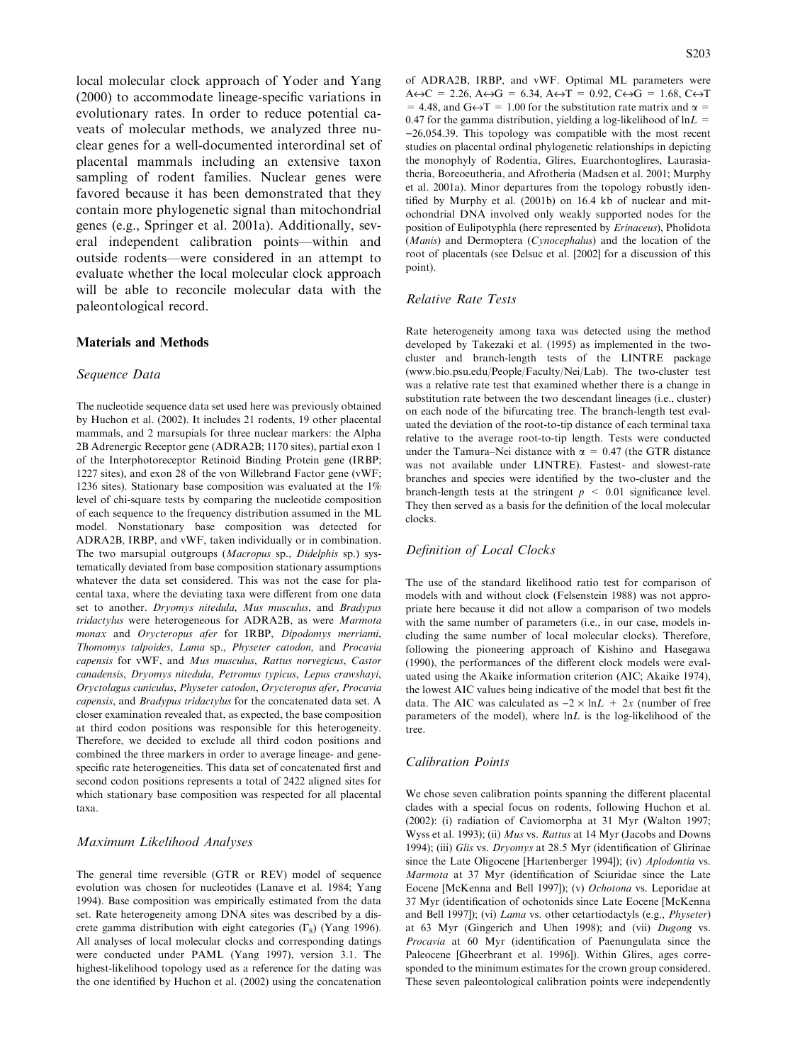local molecular clock approach of Yoder and Yang (2000) to accommodate lineage-specific variations in evolutionary rates. In order to reduce potential caveats of molecular methods, we analyzed three nuclear genes for a well-documented interordinal set of placental mammals including an extensive taxon sampling of rodent families. Nuclear genes were favored because it has been demonstrated that they contain more phylogenetic signal than mitochondrial genes (e.g., Springer et al. 2001a). Additionally, several independent calibration points—within and outside rodents—were considered in an attempt to evaluate whether the local molecular clock approach will be able to reconcile molecular data with the paleontological record.

## Materials and Methods

### *Sequence Data*

The nucleotide sequence data set used here was previously obtained by Huchon et al. (2002). It includes 21 rodents, 19 other placental mammals, and 2 marsupials for three nuclear markers: the Alpha 2B Adrenergic Receptor gene (ADRA2B; 1170 sites), partial exon 1 of the Interphotoreceptor Retinoid Binding Protein gene (IRBP; 1227 sites), and exon 28 of the von Willebrand Factor gene (vWF; 1236 sites). Stationary base composition was evaluated at the 1% level of chi-square tests by comparing the nucleotide composition of each sequence to the frequency distribution assumed in the ML model. Nonstationary base composition was detected for ADRA2B, IRBP, and vWF, taken individually or in combination. The two marsupial outgroups (*Macropus* sp., *Didelphis* sp.) systematically deviated from base composition stationary assumptions whatever the data set considered. This was not the case for placental taxa, where the deviating taxa were different from one data set to another. *Dryomys nitedula*, *Mus musculus*, and *Bradypus tridactylus* were heterogeneous for ADRA2B, as were *Marmota monax* and *Orycteropus afer* for IRBP, *Dipodomys merriami*, *Thomomys talpoides*, *Lama* sp., *Physeter catodon*, and *Procavia capensis* for vWF, and *Mus musculus*, *Rattus norvegicus*, *Castor canadensis*, *Dryomys nitedula*, *Petromus typicus*, *Lepus crawshayi*, *Oryctolagus cuniculus*, *Physeter catodon*, *Orycteropus afer*, *Procavia capensis*, and *Bradypus tridactylus* for the concatenated data set. A closer examination revealed that, as expected, the base composition at third codon positions was responsible for this heterogeneity. Therefore, we decided to exclude all third codon positions and combined the three markers in order to average lineage- and gene-specific rate heterogeneities. This data set of concatenated first and second codon positions represents a total of 2422 aligned sites for which stationary base composition was respected for all placental taxa.

### *Maximum Likelihood Analyses*

The general time reversible (GTR or REV) model of sequence evolution was chosen for nucleotides (Lanave et al. 1984; Yang 1994). Base composition was empirically estimated from the data set. Rate heterogeneity among DNA sites was described by a discrete gamma distribution with eight categories ($\Gamma_8$) (Yang 1996). All analyses of local molecular clocks and corresponding datings were conducted under PAML (Yang 1997), version 3.1. The highest-likelihood topology used as a reference for the dating was the one identified by Huchon et al. (2002) using the concatenation of ADRA2B, IRBP, and vWF. Optimal ML parameters were A↔C = 2.26, A↔G = 6.34, A↔T = 0.92, C↔G = 1.68, C↔T = 4.48, and G↔T = 1.00 for the substitution rate matrix and $\alpha$ = 0.47 for the gamma distribution, yielding a log-likelihood of $\ln L = -26{,}054.39$. This topology was compatible with the most recent studies on placental ordinal phylogenetic relationships in depicting the monophyly of Rodentia, Glires, Euarchontoglires, Laurasiatheria, Boreoeutheria, and Afrotheria (Madsen et al. 2001; Murphy et al. 2001a). Minor departures from the topology robustly identified by Murphy et al. (2001b) on 16.4 kb of nuclear and mitochondrial DNA involved only weakly supported nodes for the position of Eulipotyphla (here represented by *Erinaceus*), Pholidota (*Manis*) and Dermoptera (*Cynocephalus*) and the location of the root of placentals (see Delsuc et al. [2002] for a discussion of this point).

### *Relative Rate Tests*

Rate heterogeneity among taxa was detected using the method developed by Takezaki et al. (1995) as implemented in the two-cluster and branch-length tests of the LINTRE package (www.bio.psu.edu/People/Faculty/Nei/Lab). The two-cluster test was a relative rate test that examined whether there is a change in substitution rate between the two descendant lineages (i.e., cluster) on each node of the bifurcating tree. The branch-length test evaluated the deviation of the root-to-tip distance of each terminal taxa relative to the average root-to-tip length. Tests were conducted under the Tamura–Nei distance with $\alpha$ = 0.47 (the GTR distance was not available under LINTRE). Fastest- and slowest-rate branches and species were identified by the two-cluster and the branch-length tests at the stringent $p < 0.01$ significance level. They then served as a basis for the definition of the local molecular clocks.

### *Definition of Local Clocks*

The use of the standard likelihood ratio test for comparison of models with and without clock (Felsenstein 1988) was not appropriate here because it did not allow a comparison of two models with the same number of parameters (i.e., in our case, models including the same number of local molecular clocks). Therefore, following the pioneering approach of Kishino and Hasegawa (1990), the performances of the different clock models were evaluated using the Akaike information criterion (AIC; Akaike 1974), the lowest AIC values being indicative of the model that best fit the data. The AIC was calculated as $-2 \times \ln L + 2x$ (number of free parameters of the model), where $\ln L$ is the log-likelihood of the tree.

### *Calibration Points*

We chose seven calibration points spanning the different placental clades with a special focus on rodents, following Huchon et al. (2002): (i) radiation of Caviomorpha at 31 Myr (Walton 1997; Wyss et al. 1993); (ii) *Mus* vs. *Rattus* at 14 Myr (Jacobs and Downs 1994); (iii) *Glis* vs. *Dryomys* at 28.5 Myr (identification of Glirinae since the Late Oligocene [Hartenberger 1994]); (iv) *Aplodontia* vs. *Marmota* at 37 Myr (identification of Sciuridae since the Late Eocene [McKenna and Bell 1997]); (v) *Ochotona* vs. Leporidae at 37 Myr (identification of ochotonids since Late Eocene [McKenna and Bell 1997]); (vi) *Lama* vs. other cetartiodactyls (e.g., *Physeter*) at 63 Myr (Gingerich and Uhen 1998); and (vii) *Dugong* vs. *Procavia* at 60 Myr (identification of Paenungulata since the Paleocene [Gheerbrant et al. 1996]). Within Glires, ages corresponded to the minimum estimates for the crown group considered. These seven paleontological calibration points were independently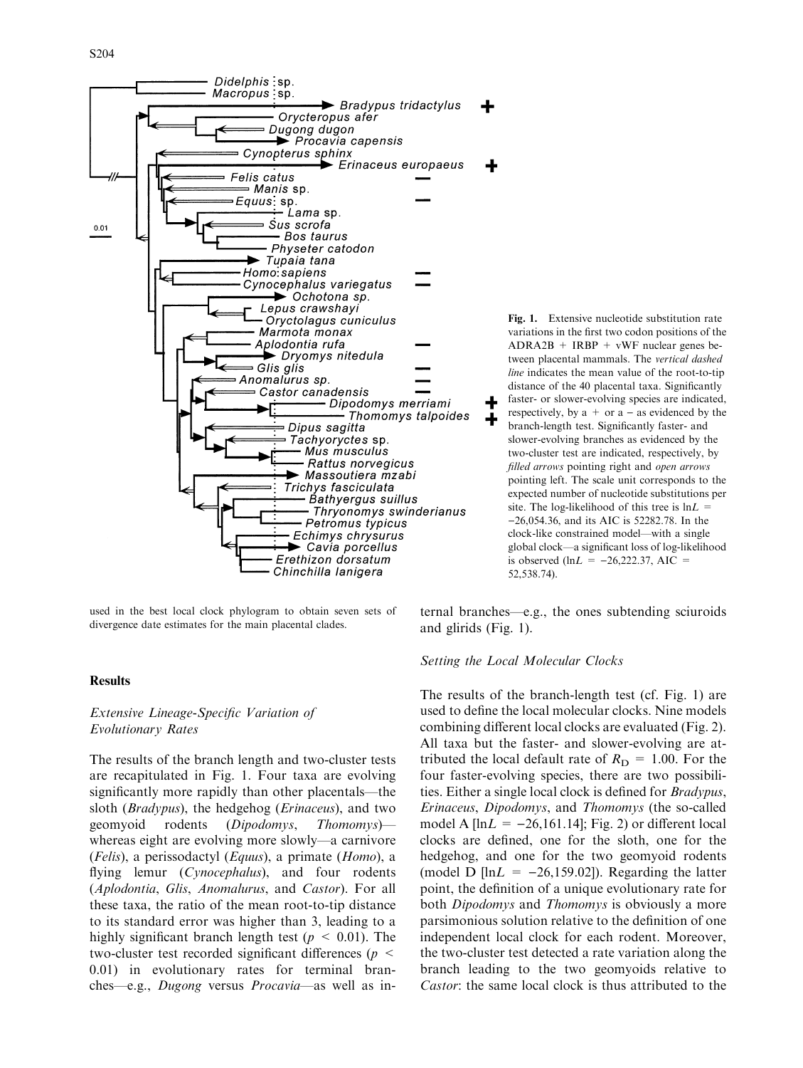**Fig. 1.** Extensive nucleotide substitution rate variations in the first two codon positions of the ADRA2B + IRBP + vWF nuclear genes between placental mammals. The *vertical dashed line* indicates the mean value of the root-to-tip distance of the 40 placental taxa. Significantly faster- or slower-evolving species are indicated, respectively, by a + or a − as evidenced by the branch-length test. Significantly faster- and slower-evolving branches as evidenced by the two-cluster test are indicated, respectively, by *filled arrows* pointing right and *open arrows* pointing left. The scale unit corresponds to the expected number of nucleotide substitutions per site. The log-likelihood of this tree is $\ln L = -26{,}054.36$, and its AIC is 52282.78. In the clock-like constrained model—with a single global clock—a significant loss of log-likelihood is observed ($\ln L = -26{,}222.37$, AIC = 52,538.74).

used in the best local clock phylogram to obtain seven sets of divergence date estimates for the main placental clades.

## Results

### *Extensive Lineage-Specific Variation of Evolutionary Rates*

The results of the branch length and two-cluster tests are recapitulated in Fig. 1. Four taxa are evolving significantly more rapidly than other placentals—the sloth (*Bradypus*), the hedgehog (*Erinaceus*), and two geomyoid rodents (*Dipodomys*, *Thomomys*)—whereas eight are evolving more slowly—a carnivore (*Felis*), a perissodactyl (*Equus*), a primate (*Homo*), a flying lemur (*Cynocephalus*), and four rodents (*Aplodontia*, *Glis*, *Anomalurus*, and *Castor*). For all these taxa, the ratio of the mean root-to-tip distance to its standard error was higher than 3, leading to a highly significant branch length test ($p < 0.01$). The two-cluster test recorded significant differences ($p < 0.01$) in evolutionary rates for terminal branches—e.g., *Dugong* versus *Procavia*—as well as internal branches—e.g., the ones subtending sciuroids and glirids (Fig. 1).

### *Setting the Local Molecular Clocks*

The results of the branch-length test (cf. Fig. 1) are used to define the local molecular clocks. Nine models combining different local clocks are evaluated (Fig. 2). All taxa but the faster- and slower-evolving are attributed the local default rate of $R_D = 1.00$. For the four faster-evolving species, there are two possibilities. Either a single local clock is defined for *Bradypus*, *Erinaceus*, *Dipodomys*, and *Thomomys* (the so-called model A [$\ln L = -26{,}161.14$]; Fig. 2) or different local clocks are defined, one for the sloth, one for the hedgehog, and one for the two geomyoid rodents (model D [$\ln L = -26{,}159.02$]). Regarding the latter point, the definition of a unique evolutionary rate for both *Dipodomys* and *Thomomys* is obviously a more parsimonious solution relative to the definition of one independent local clock for each rodent. Moreover, the two-cluster test detected a rate variation along the branch leading to the two geomyoids relative to *Castor*: the same local clock is thus attributed to the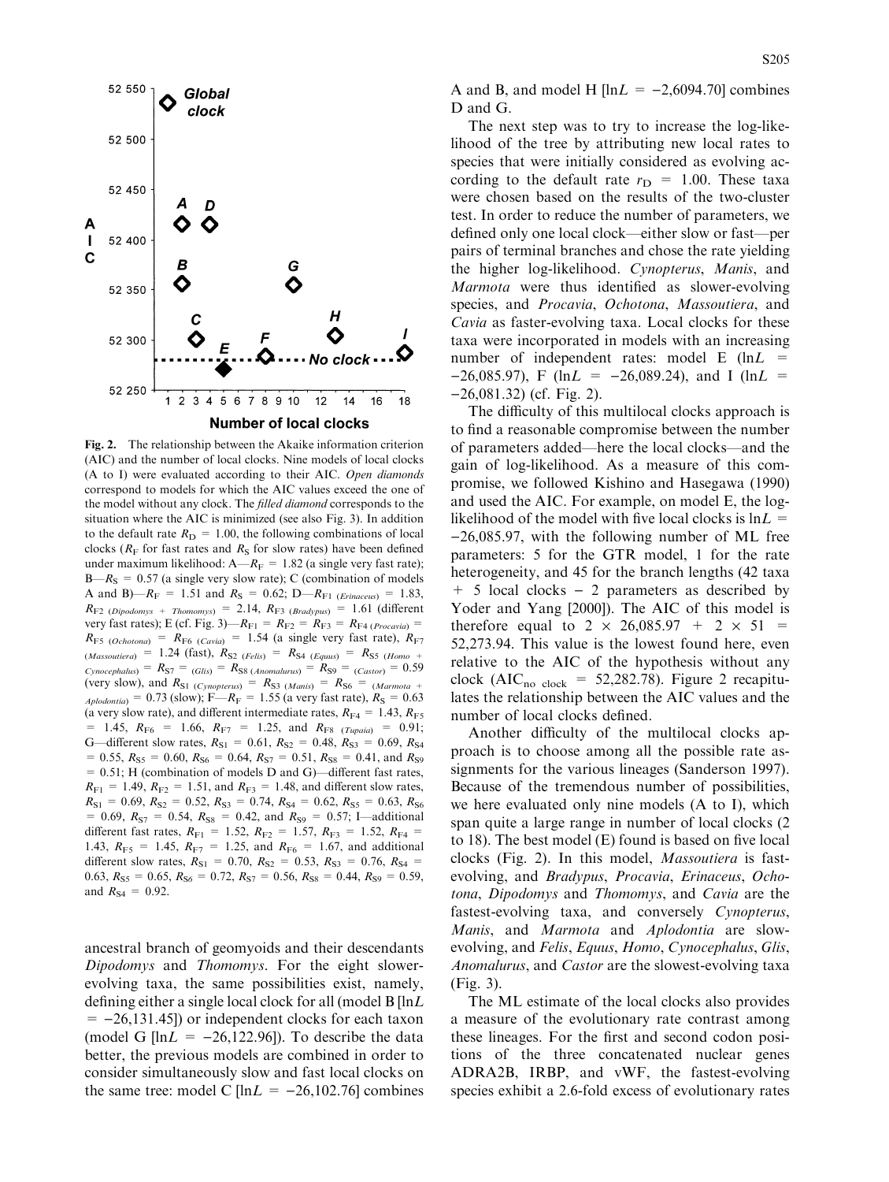Fig. 2. The relationship between the Akaike information criterion (AIC) and the number of local clocks. Nine models of local clocks (A to I) were evaluated according to their AIC. *Open diamonds* correspond to models for which the AIC values exceed the one of the model without any clock. The *filled diamond* corresponds to the situation where the AIC is minimized (see also Fig. 3). In addition to the default rate $R_D = 1.00$, the following combinations of local clocks ($R_F$ for fast rates and $R_S$ for slow rates) have been defined under maximum likelihood: A—$R_F = 1.82$ (a single very fast rate); B—$R_S = 0.57$ (a single very slow rate); C (combination of models A and B)—$R_F = 1.51$ and $R_S = 0.62$; D—$R_{F1\ (Erinaceus)} = 1.83$, $R_{F2\ (Dipodomys\ +\ Thomomys)} = 2.14$, $R_{F3\ (Bradypus)} = 1.61$ (different very fast rates); E (cf. Fig. 3)—$R_{F1} = R_{F2} = R_{F3} = R_{F4\ (Procavia)} = R_{F5\ (Ochotona)} = R_{F6\ (Cavia)} = 1.54$ (a single very fast rate), $R_{F7\ (Massoutiera)} = 1.24$ (fast), $R_{S2\ (Felis)} = R_{S4\ (Equus)} = R_{S5\ (Homo\ +\ Cynocephalus)} = R_{S7} = _{(Glis)} = R_{S8\ (Anomalurus)} = R_{S9} = _{(Castor)} = 0.59$ (very slow), and $R_{S1\ (Cynopterus)} = R_{S3\ (Manis)} = R_{S6} = _{(Marmota\ +\ Aplodontia)} = 0.73$ (slow); F—$R_F = 1.55$ (a very fast rate), $R_S = 0.63$ (a very slow rate), and different intermediate rates, $R_{F4} = 1.43$, $R_{F5} = 1.45$, $R_{F6} = 1.66$, $R_{F7} = 1.25$, and $R_{F8\ (Tupaia)} = 0.91$; G—different slow rates, $R_{S1} = 0.61$, $R_{S2} = 0.48$, $R_{S3} = 0.69$, $R_{S4} = 0.55$, $R_{S5} = 0.60$, $R_{S6} = 0.64$, $R_{S7} = 0.51$, $R_{S8} = 0.41$, and $R_{S9} = 0.51$; H (combination of models D and G)—different fast rates, $R_{F1} = 1.49$, $R_{F2} = 1.51$, and $R_{F3} = 1.48$, and different slow rates, $R_{S1} = 0.69$, $R_{S2} = 0.52$, $R_{S3} = 0.74$, $R_{S4} = 0.62$, $R_{S5} = 0.63$, $R_{S6} = 0.69$, $R_{S7} = 0.54$, $R_{S8} = 0.42$, and $R_{S9} = 0.57$; I—additional different fast rates, $R_{F1} = 1.52$, $R_{F2} = 1.57$, $R_{F3} = 1.52$, $R_{F4} = 1.43$, $R_{F5} = 1.45$, $R_{F7} = 1.25$, and $R_{F6} = 1.67$, and additional different slow rates, $R_{S1} = 0.70$, $R_{S2} = 0.53$, $R_{S3} = 0.76$, $R_{S4} = 0.63$, $R_{S5} = 0.65$, $R_{S6} = 0.72$, $R_{S7} = 0.56$, $R_{S8} = 0.44$, $R_{S9} = 0.59$, and $R_{S4} = 0.92$.

ancestral branch of geomyoids and their descendants *Dipodomys* and *Thomomys*. For the eight slower-evolving taxa, the same possibilities exist, namely, defining either a single local clock for all (model B [ln$L$ = −26,131.45]) or independent clocks for each taxon (model G [ln$L$ = −26,122.96]). To describe the data better, the previous models are combined in order to consider simultaneously slow and fast local clocks on the same tree: model C [ln$L$ = −26,102.76] combines A and B, and model H [ln$L$ = −2,6094.70] combines D and G.

The next step was to try to increase the log-likelihood of the tree by attributing new local rates to species that were initially considered as evolving according to the default rate $r_D = 1.00$. These taxa were chosen based on the results of the two-cluster test. In order to reduce the number of parameters, we defined only one local clock—either slow or fast—per pairs of terminal branches and chose the rate yielding the higher log-likelihood. *Cynopterus*, *Manis*, and *Marmota* were thus identified as slower-evolving species, and *Procavia*, *Ochotona*, *Massoutiera*, and *Cavia* as faster-evolving taxa. Local clocks for these taxa were incorporated in models with an increasing number of independent rates: model E (ln$L$ = −26,085.97), F (ln$L$ = −26,089.24), and I (ln$L$ = −26,081.32) (cf. Fig. 2).

The difficulty of this multilocal clocks approach is to find a reasonable compromise between the number of parameters added—here the local clocks—and the gain of log-likelihood. As a measure of this compromise, we followed Kishino and Hasegawa (1990) and used the AIC. For example, on model E, the log-likelihood of the model with five local clocks is ln$L$ = −26,085.97, with the following number of ML free parameters: 5 for the GTR model, 1 for the rate heterogeneity, and 45 for the branch lengths (42 taxa + 5 local clocks − 2 parameters as described by Yoder and Yang [2000]). The AIC of this model is therefore equal to $2 \times 26{,}085.97 + 2 \times 51 = 52{,}273.94$. This value is the lowest found here, even relative to the AIC of the hypothesis without any clock ($\text{AIC}_{\text{no clock}} = 52{,}282.78$). Figure 2 recapitulates the relationship between the AIC values and the number of local clocks defined.

Another difficulty of the multilocal clocks approach is to choose among all the possible rate assignments for the various lineages (Sanderson 1997). Because of the tremendous number of possibilities, we here evaluated only nine models (A to I), which span quite a large range in number of local clocks (2 to 18). The best model (E) found is based on five local clocks (Fig. 2). In this model, *Massoutiera* is fast-evolving, and *Bradypus*, *Procavia*, *Erinaceus*, *Ochotona*, *Dipodomys* and *Thomomys*, and *Cavia* are the fastest-evolving taxa, and conversely *Cynopterus*, *Manis*, and *Marmota* and *Aplodontia* are slow-evolving, and *Felis*, *Equus*, *Homo*, *Cynocephalus*, *Glis*, *Anomalurus*, and *Castor* are the slowest-evolving taxa (Fig. 3).

The ML estimate of the local clocks also provides a measure of the evolutionary rate contrast among these lineages. For the first and second codon positions of the three concatenated nuclear genes ADRA2B, IRBP, and vWF, the fastest-evolving species exhibit a 2.6-fold excess of evolutionary rates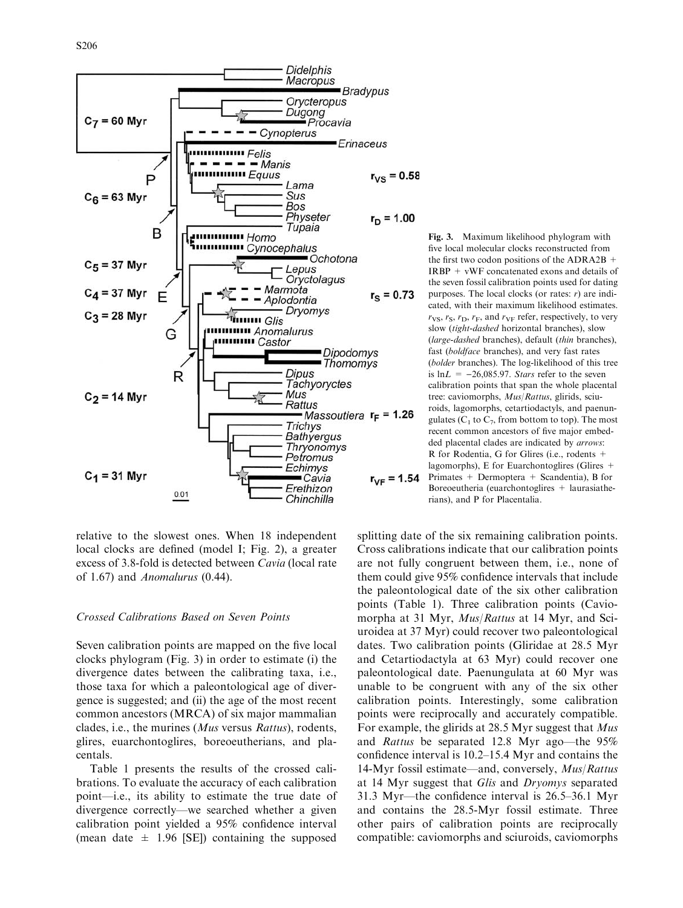**Fig. 3.** Maximum likelihood phylogram with five local molecular clocks reconstructed from the first two codon positions of the ADRA2B + IRBP + vWF concatenated exons and details of the seven fossil calibration points used for dating purposes. The local clocks (or rates: $r$) are indicated, with their maximum likelihood estimates. $r_{VS}$, $r_S$, $r_D$, $r_F$, and $r_{VF}$ refer, respectively, to very slow (*tight-dashed* horizontal branches), slow (*large-dashed* branches), default (*thin* branches), fast (*boldface* branches), and very fast rates (*bolder* branches). The log-likelihood of this tree is $\ln L = -26{,}085.97$. *Stars* refer to the seven calibration points that span the whole placental tree: caviomorphs, *Mus*/*Rattus*, glirids, sciuroids, lagomorphs, cetartiodactyls, and paenungulates ($C_1$ to $C_7$, from bottom to top). The most recent common ancestors of five major embedded placental clades are indicated by *arrows*: R for Rodentia, G for Glires (i.e., rodents + lagomorphs), E for Euarchontoglires (Glires + Primates + Dermoptera + Scandentia), B for Boreoeutheria (euarchontoglires + laurasiatherians), and P for Placentalia.

relative to the slowest ones. When 18 independent local clocks are defined (model I; Fig. 2), a greater excess of 3.8-fold is detected between *Cavia* (local rate of 1.67) and *Anomalurus* (0.44).

### Crossed Calibrations Based on Seven Points

Seven calibration points are mapped on the five local clocks phylogram (Fig. 3) in order to estimate (i) the divergence dates between the calibrating taxa, i.e., those taxa for which a paleontological age of divergence is suggested; and (ii) the age of the most recent common ancestors (MRCA) of six major mammalian clades, i.e., the murines (*Mus* versus *Rattus*), rodents, glires, euarchontoglires, boreoeutherians, and placentals.

Table 1 presents the results of the crossed calibrations. To evaluate the accuracy of each calibration point—i.e., its ability to estimate the true date of divergence correctly—we searched whether a given calibration point yielded a 95% confidence interval (mean date $\pm$ 1.96 [SE]) containing the supposed splitting date of the six remaining calibration points. Cross calibrations indicate that our calibration points are not fully congruent between them, i.e., none of them could give 95% confidence intervals that include the paleontological date of the six other calibration points (Table 1). Three calibration points (Caviomorpha at 31 Myr, *Mus*/*Rattus* at 14 Myr, and Sciuroidea at 37 Myr) could recover two paleontological dates. Two calibration points (Gliridae at 28.5 Myr and Cetartiodactyla at 63 Myr) could recover one paleontological date. Paenungulata at 60 Myr was unable to be congruent with any of the six other calibration points. Interestingly, some calibration points were reciprocally and accurately compatible. For example, the glirids at 28.5 Myr suggest that *Mus* and *Rattus* be separated 12.8 Myr ago—the 95% confidence interval is 10.2–15.4 Myr and contains the 14-Myr fossil estimate—and, conversely, *Mus*/*Rattus* at 14 Myr suggest that *Glis* and *Dryomys* separated 31.3 Myr—the confidence interval is 26.5–36.1 Myr and contains the 28.5-Myr fossil estimate. Three other pairs of calibration points are reciprocally compatible: caviomorphs and sciuroids, caviomorphs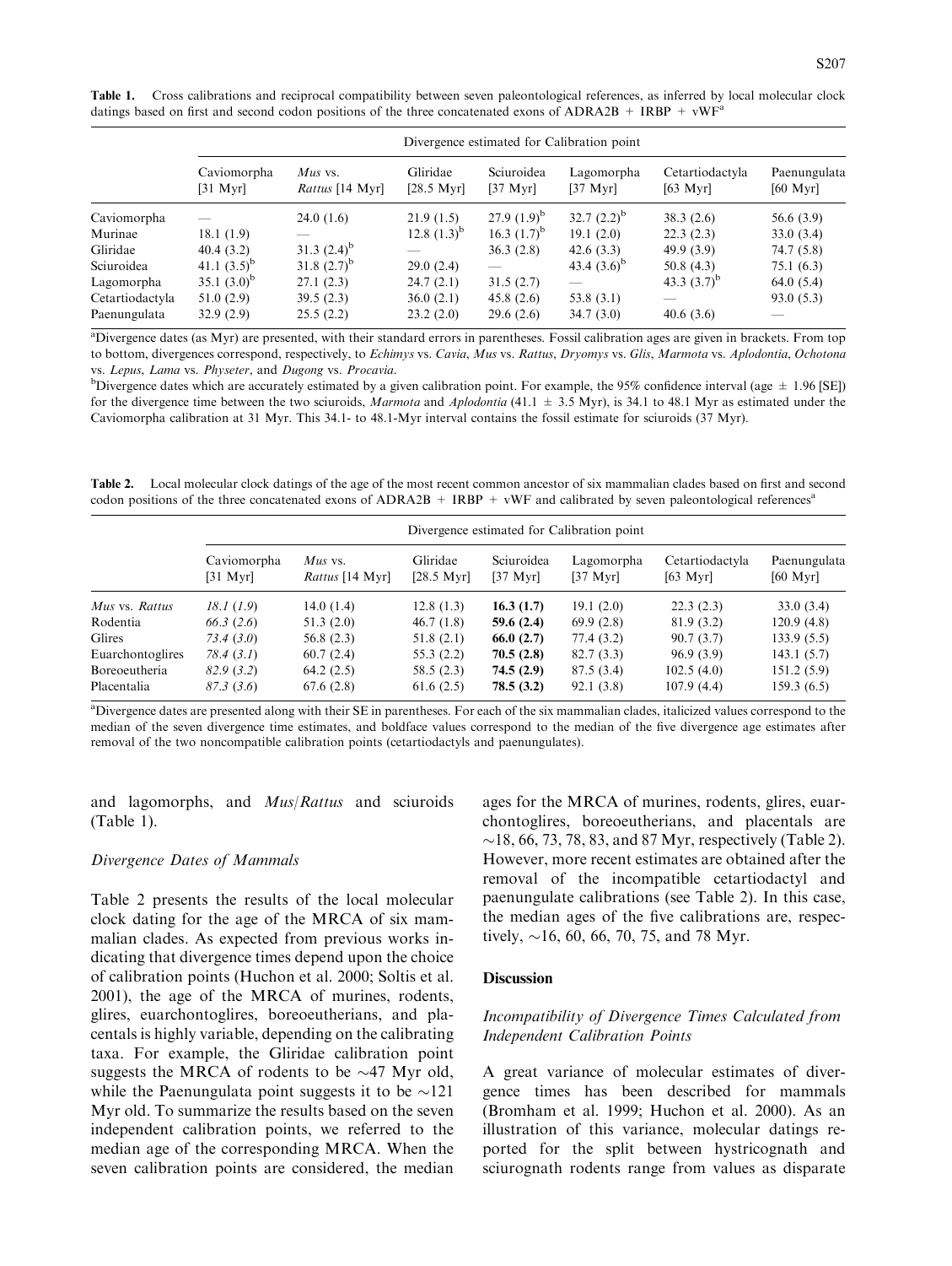**Table 1.** Cross calibrations and reciprocal compatibility between seven paleontological references, as inferred by local molecular clock datings based on first and second codon positions of the three concatenated exons of ADRA2B + IRBP + vWF[a]

| | Divergence estimated for Calibration point | | | | | | |
|---|---|---|---|---|---|---|---|
| | Caviomorpha [31 Myr] | *Mus* vs. *Rattus* [14 Myr] | Gliridae [28.5 Myr] | Sciuroidea [37 Myr] | Lagomorpha [37 Myr] | Cetartiodactyla [63 Myr] | Paenungulata [60 Myr] |
| Caviomorpha | — | 24.0 (1.6) | 21.9 (1.5) | 27.9 (1.9)[b] | 32.7 (2.2)[b] | 38.3 (2.6) | 56.6 (3.9) |
| Murinae | 18.1 (1.9) | — | 12.8 (1.3)[b] | 16.3 (1.7)[b] | 19.1 (2.0) | 22.3 (2.3) | 33.0 (3.4) |
| Gliridae | 40.4 (3.2) | 31.3 (2.4)[b] | — | 36.3 (2.8) | 42.6 (3.3) | 49.9 (3.9) | 74.7 (5.8) |
| Sciuroidea | 41.1 (3.5)[b] | 31.8 (2.7)[b] | 29.0 (2.4) | — | 43.4 (3.6)[b] | 50.8 (4.3) | 75.1 (6.3) |
| Lagomorpha | 35.1 (3.0)[b] | 27.1 (2.3) | 24.7 (2.1) | 31.5 (2.7) | — | 43.3 (3.7)[b] | 64.0 (5.4) |
| Cetartiodactyla | 51.0 (2.9) | 39.5 (2.3) | 36.0 (2.1) | 45.8 (2.6) | 53.8 (3.1) | — | 93.0 (5.3) |
| Paenungulata | 32.9 (2.9) | 25.5 (2.2) | 23.2 (2.0) | 29.6 (2.6) | 34.7 (3.0) | 40.6 (3.6) | — |

[a]Divergence dates (as Myr) are presented, with their standard errors in parentheses. Fossil calibration ages are given in brackets. From top to bottom, divergences correspond, respectively, to *Echimys* vs. *Cavia*, *Mus* vs. *Rattus*, *Dryomys* vs. *Glis*, *Marmota* vs. *Aplodontia*, *Ochotona* vs. *Lepus*, *Lama* vs. *Physeter*, and *Dugong* vs. *Procavia*.

[b]Divergence dates which are accurately estimated by a given calibration point. For example, the 95% confidence interval (age ± 1.96 [SE]) for the divergence time between the two sciurids, *Marmota* and *Aplodontia* (41.1 ± 3.5 Myr), is 34.1 to 48.1 Myr as estimated under the Caviomorpha calibration at 31 Myr. This 34.1- to 48.1-Myr interval contains the fossil estimate for sciuroids (37 Myr).

**Table 2.** Local molecular clock datings of the age of the most recent common ancestor of six mammalian clades based on first and second codon positions of the three concatenated exons of ADRA2B + IRBP + vWF and calibrated by seven paleontological references[a]

| | Divergence estimated for Calibration point | | | | | | |
|---|---|---|---|---|---|---|---|
| | Caviomorpha [31 Myr] | *Mus* vs. *Rattus* [14 Myr] | Gliridae [28.5 Myr] | Sciuroidea [37 Myr] | Lagomorpha [37 Myr] | Cetartiodactyla [63 Myr] | Paenungulata [60 Myr] |
| *Mus* vs. *Rattus* | *18.1 (1.9)* | 14.0 (1.4) | 12.8 (1.3) | **16.3 (1.7)** | 19.1 (2.0) | 22.3 (2.3) | 33.0 (3.4) |
| Rodentia | *66.3 (2.6)* | 51.3 (2.0) | 46.7 (1.8) | **59.6 (2.4)** | 69.9 (2.8) | 81.9 (3.2) | 120.9 (4.8) |
| Glires | *73.4 (3.0)* | 56.8 (2.3) | 51.8 (2.1) | **66.0 (2.7)** | 77.4 (3.2) | 90.7 (3.7) | 133.9 (5.5) |
| Euarchontoglires | *78.4 (3.1)* | 60.7 (2.4) | 55.3 (2.2) | **70.5 (2.8)** | 82.7 (3.3) | 96.9 (3.9) | 143.1 (5.7) |
| Boreoeutheria | *82.9 (3.2)* | 64.2 (2.5) | 58.5 (2.3) | **74.5 (2.9)** | 87.5 (3.4) | 102.5 (4.0) | 151.2 (5.9) |
| Placentalia | *87.3 (3.6)* | 67.6 (2.8) | 61.6 (2.5) | **78.5 (3.2)** | 92.1 (3.8) | 107.9 (4.4) | 159.3 (6.5) |

[a]Divergence dates are presented along with their SE in parentheses. For each of the six mammalian clades, italicized values correspond to the median of the seven divergence time estimates, and boldface values correspond to the median of the five divergence age estimates after removal of the two noncompatible calibration points (cetartiodactyls and paenungulates).

and lagomorphs, and *Mus*/*Rattus* and sciuroids (Table 1).

### *Divergence Dates of Mammals*

Table 2 presents the results of the local molecular clock dating for the age of the MRCA of six mammalian clades. As expected from previous works indicating that divergence times depend upon the choice of calibration points (Huchon et al. 2000; Soltis et al. 2001), the age of the MRCA of murines, rodents, glires, euarchontoglires, boreoeutherians, and placentals is highly variable, depending on the calibrating taxa. For example, the Gliridae calibration point suggests the MRCA of rodents to be ~47 Myr old, while the Paenungulata point suggests it to be ~121 Myr old. To summarize the results based on the seven independent calibration points, we referred to the median age of the corresponding MRCA. When the seven calibration points are considered, the median ages for the MRCA of murines, rodents, glires, euarchontoglires, boreoeutherians, and placentals are ~18, 66, 73, 78, 83, and 87 Myr, respectively (Table 2). However, more recent estimates are obtained after the removal of the incompatible cetartiodactyl and paenungulate calibrations (see Table 2). In this case, the median ages of the five calibrations are, respectively, ~16, 60, 66, 70, 75, and 78 Myr.

## Discussion

### *Incompatibility of Divergence Times Calculated from Independent Calibration Points*

A great variance of molecular estimates of divergence times has been described for mammals (Bromham et al. 1999; Huchon et al. 2000). As an illustration of this variance, molecular datings reported for the split between hystricognath and sciurognath rodents range from values as disparate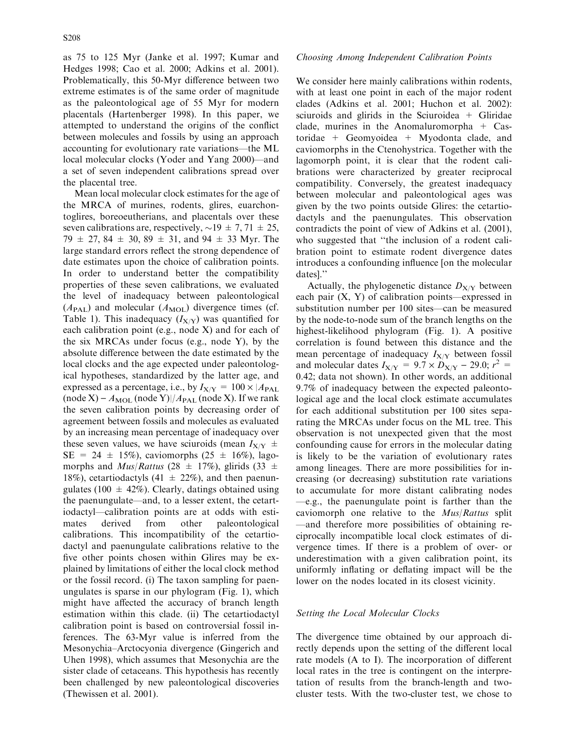as 75 to 125 Myr (Janke et al. 1997; Kumar and Hedges 1998; Cao et al. 2000; Adkins et al. 2001). Problematically, this 50-Myr difference between two extreme estimates is of the same order of magnitude as the paleontological age of 55 Myr for modern placentals (Hartenberger 1998). In this paper, we attempted to understand the origins of the conflict between molecules and fossils by using an approach accounting for evolutionary rate variations—the ML local molecular clocks (Yoder and Yang 2000)—and a set of seven independent calibrations spread over the placental tree.

Mean local molecular clock estimates for the age of the MRCA of murines, rodents, glires, euarchontoglires, boreoeutherians, and placentals over these seven calibrations are, respectively, $\sim$19 $\pm$ 7, 71 $\pm$ 25, 79 $\pm$ 27, 84 $\pm$ 30, 89 $\pm$ 31, and 94 $\pm$ 33 Myr. The large standard errors reflect the strong dependence of date estimates upon the choice of calibration points. In order to understand better the compatibility properties of these seven calibrations, we evaluated the level of inadequacy between paleontological ($A_{PAL}$) and molecular ($A_{MOL}$) divergence times (cf. Table 1). This inadequacy ($I_{X/Y}$) was quantified for each calibration point (e.g., node X) and for each of the six MRCAs under focus (e.g., node Y), by the absolute difference between the date estimated by the local clocks and the age expected under paleontological hypotheses, standardized by the latter age, and expressed as a percentage, i.e., by $I_{X/Y} = 100 \times |A_{PAL}(\text{node X}) - A_{MOL}(\text{node Y})|/A_{PAL}(\text{node X})$. If we rank the seven calibration points by decreasing order of agreement between fossils and molecules as evaluated by an increasing mean percentage of inadequacy over these seven values, we have sciuroids (mean $I_{X/Y} \pm$ SE = 24 $\pm$ 15%), caviomorphs (25 $\pm$ 16%), lagomorphs and *Mus*/*Rattus* (28 $\pm$ 17%), glirids (33 $\pm$ 18%), cetartiodactyls (41 $\pm$ 22%), and then paenungulates (100 $\pm$ 42%). Clearly, datings obtained using the paenungulate—and, to a lesser extent, the cetartiodactyl—calibration points are at odds with estimates derived from other paleontological calibrations. This incompatibility of the cetartiodactyl and paenungulate calibrations relative to the five other points chosen within Glires may be explained by limitations of either the local clock method or the fossil record. (i) The taxon sampling for paenungulates is sparse in our phylogram (Fig. 1), which might have affected the accuracy of branch length estimation within this clade. (ii) The cetartiodactyl calibration point is based on controversial fossil inferences. The 63-Myr value is inferred from the Mesonychia–Arctocyonia divergence (Gingerich and Uhen 1998), which assumes that Mesonychia are the sister clade of cetaceans. This hypothesis has recently been challenged by new paleontological discoveries (Thewissen et al. 2001).

### *Choosing Among Independent Calibration Points*

We consider here mainly calibrations within rodents, with at least one point in each of the major rodent clades (Adkins et al. 2001; Huchon et al. 2002): sciuroids and glirids in the Sciuroidea + Gliridae clade, murines in the Anomaluromorpha + Castoridae + Geomyoidea + Myodonta clade, and caviomorphs in the Ctenohystrica. Together with the lagomorph point, it is clear that the rodent calibrations were characterized by greater reciprocal compatibility. Conversely, the greatest inadequacy between molecular and paleontological ages was given by the two points outside Glires: the cetartiodactyls and the paenungulates. This observation contradicts the point of view of Adkins et al. (2001), who suggested that "the inclusion of a rodent calibration point to estimate rodent divergence dates introduces a confounding influence [on the molecular dates]."

Actually, the phylogenetic distance $D_{X/Y}$ between each pair (X, Y) of calibration points—expressed in substitution number per 100 sites—can be measured by the node-to-node sum of the branch lengths on the highest-likelihood phylogram (Fig. 1). A positive correlation is found between this distance and the mean percentage of inadequacy $I_{X/Y}$ between fossil and molecular dates $I_{X/Y} = 9.7 \times D_{X/Y} - 29.0$; $r^2$ = 0.42; data not shown). In other words, an additional 9.7% of inadequacy between the expected paleontological age and the local clock estimate accumulates for each additional substitution per 100 sites separating the MRCAs under focus on the ML tree. This observation is not unexpected given that the most confounding cause for errors in the molecular dating is likely to be the variation of evolutionary rates among lineages. There are more possibilities for increasing (or decreasing) substitution rate variations to accumulate for more distant calibrating nodes—e.g., the paenungulate point is farther than the caviomorph one relative to the *Mus*/*Rattus* split—and therefore more possibilities of obtaining reciprocally incompatible local clock estimates of divergence times. If there is a problem of over- or underestimation with a given calibration point, its uniformly inflating or deflating impact will be the lower on the nodes located in its closest vicinity.

### *Setting the Local Molecular Clocks*

The divergence time obtained by our approach directly depends upon the setting of the different local rate models (A to I). The incorporation of different local rates in the tree is contingent on the interpretation of results from the branch-length and two-cluster tests. With the two-cluster test, we chose to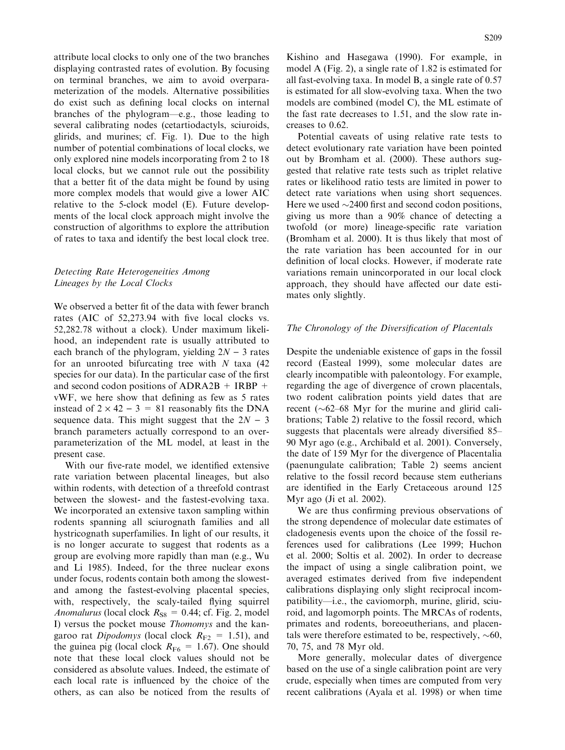attribute local clocks to only one of the two branches displaying contrasted rates of evolution. By focusing on terminal branches, we aim to avoid overparameterization of the models. Alternative possibilities do exist such as defining local clocks on internal branches of the phylogram—e.g., those leading to several calibrating nodes (cetartiodactyls, sciuroids, glirids, and murines; cf. Fig. 1). Due to the high number of potential combinations of local clocks, we only explored nine models incorporating from 2 to 18 local clocks, but we cannot rule out the possibility that a better fit of the data might be found by using more complex models that would give a lower AIC relative to the 5-clock model (E). Future developments of the local clock approach might involve the construction of algorithms to explore the attribution of rates to taxa and identify the best local clock tree.

### *Detecting Rate Heterogeneities Among Lineages by the Local Clocks*

We observed a better fit of the data with fewer branch rates (AIC of 52,273.94 with five local clocks vs. 52,282.78 without a clock). Under maximum likelihood, an independent rate is usually attributed to each branch of the phylogram, yielding $2N - 3$ rates for an unrooted bifurcating tree with $N$ taxa (42 species for our data). In the particular case of the first and second codon positions of ADRA2B + IRBP + vWF, we here show that defining as few as 5 rates instead of $2 \times 42 - 3 = 81$ reasonably fits the DNA sequence data. This might suggest that the $2N - 3$ branch parameters actually correspond to an overparameterization of the ML model, at least in the present case.

With our five-rate model, we identified extensive rate variation between placental lineages, but also within rodents, with detection of a threefold contrast between the slowest- and the fastest-evolving taxa. We incorporated an extensive taxon sampling within rodents spanning all sciurognath families and all hystricognath superfamilies. In light of our results, it is no longer accurate to suggest that rodents as a group are evolving more rapidly than man (e.g., Wu and Li 1985). Indeed, for the three nuclear exons under focus, rodents contain both among the slowest- and among the fastest-evolving placental species, with, respectively, the scaly-tailed flying squirrel *Anomalurus* (local clock $R_{S8} = 0.44$; cf. Fig. 2, model I) versus the pocket mouse *Thomomys* and the kangaroo rat *Dipodomys* (local clock $R_{F2} = 1.51$), and the guinea pig (local clock $R_{F6} = 1.67$). One should note that these local clock values should not be considered as absolute values. Indeed, the estimate of each local rate is influenced by the choice of the others, as can also be noticed from the results of Kishino and Hasegawa (1990). For example, in model A (Fig. 2), a single rate of 1.82 is estimated for all fast-evolving taxa. In model B, a single rate of 0.57 is estimated for all slow-evolving taxa. When the two models are combined (model C), the ML estimate of the fast rate decreases to 1.51, and the slow rate increases to 0.62.

Potential caveats of using relative rate tests to detect evolutionary rate variation have been pointed out by Bromham et al. (2000). These authors suggested that relative rate tests such as triplet relative rates or likelihood ratio tests are limited in power to detect rate variations when using short sequences. Here we used ~2400 first and second codon positions, giving us more than a 90% chance of detecting a twofold (or more) lineage-specific rate variation (Bromham et al. 2000). It is thus likely that most of the rate variation has been accounted for in our definition of local clocks. However, if moderate rate variations remain unincorporated in our local clock approach, they should have affected our date estimates only slightly.

### *The Chronology of the Diversification of Placentals*

Despite the undeniable existence of gaps in the fossil record (Easteal 1999), some molecular dates are clearly incompatible with paleontology. For example, regarding the age of divergence of crown placentals, two rodent calibration points yield dates that are recent (~62–68 Myr for the murine and glirid calibrations; Table 2) relative to the fossil record, which suggests that placentals were already diversified 85–90 Myr ago (e.g., Archibald et al. 2001). Conversely, the date of 159 Myr for the divergence of Placentalia (paenungulate calibration; Table 2) seems ancient relative to the fossil record because stem eutherians are identified in the Early Cretaceous around 125 Myr ago (Ji et al. 2002).

We are thus confirming previous observations of the strong dependence of molecular date estimates of cladogenesis events upon the choice of the fossil references used for calibrations (Lee 1999; Huchon et al. 2000; Soltis et al. 2002). In order to decrease the impact of using a single calibration point, we averaged estimates derived from five independent calibrations displaying only slight reciprocal incompatibility—i.e., the caviomorph, murine, glirid, sciuroid, and lagomorph points. The MRCAs of rodents, primates and rodents, boreoeutherians, and placentals were therefore estimated to be, respectively, ~60, 70, 75, and 78 Myr old.

More generally, molecular dates of divergence based on the use of a single calibration point are very crude, especially when times are computed from very recent calibrations (Ayala et al. 1998) or when time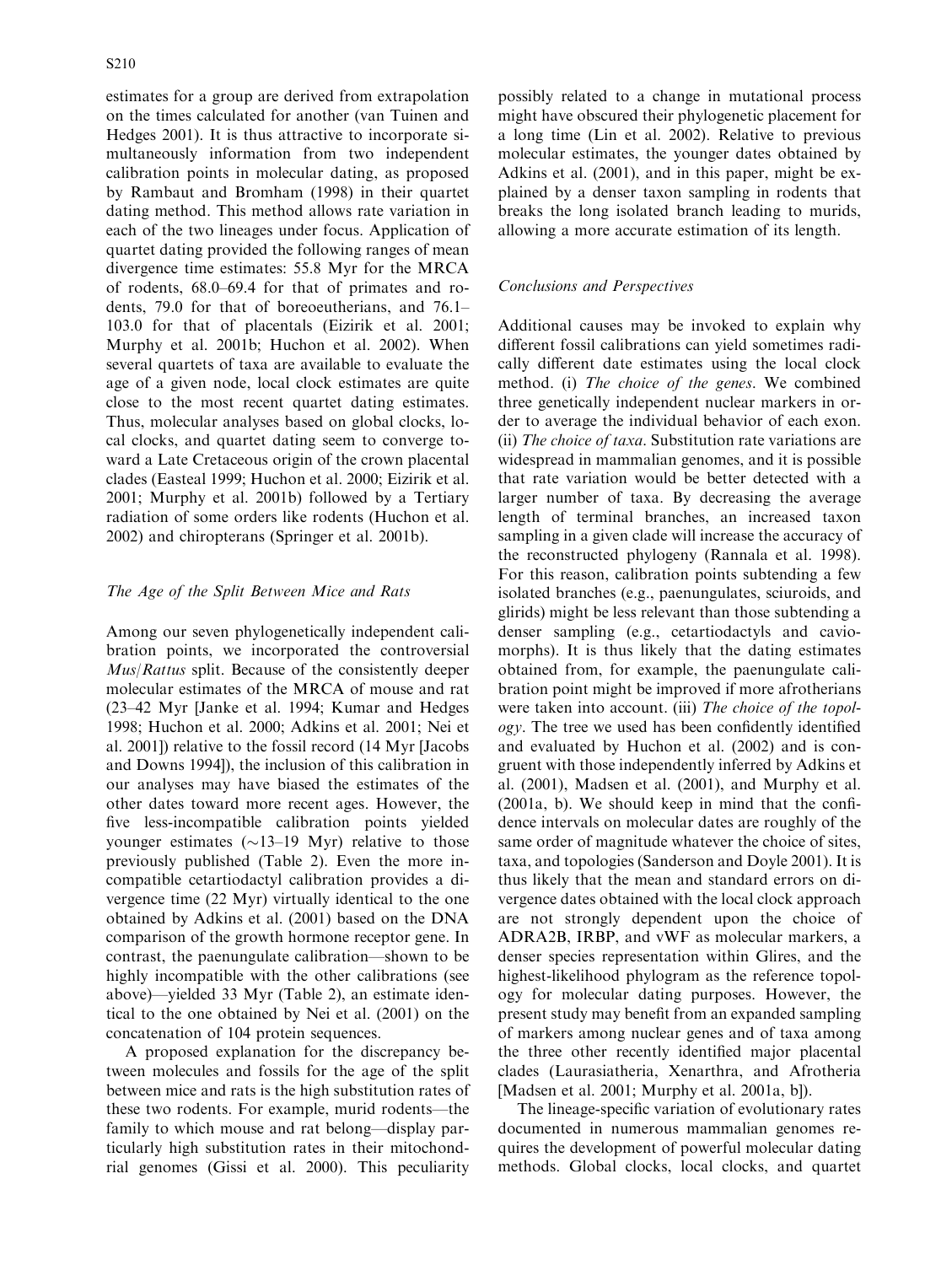estimates for a group are derived from extrapolation on the times calculated for another (van Tuinen and Hedges 2001). It is thus attractive to incorporate simultaneously information from two independent calibration points in molecular dating, as proposed by Rambaut and Bromham (1998) in their quartet dating method. This method allows rate variation in each of the two lineages under focus. Application of quartet dating provided the following ranges of mean divergence time estimates: 55.8 Myr for the MRCA of rodents, 68.0–69.4 for that of primates and rodents, 79.0 for that of boreoeutherians, and 76.1–103.0 for that of placentals (Eizirik et al. 2001; Murphy et al. 2001b; Huchon et al. 2002). When several quartets of taxa are available to evaluate the age of a given node, local clock estimates are quite close to the most recent quartet dating estimates. Thus, molecular analyses based on global clocks, local clocks, and quartet dating seem to converge toward a Late Cretaceous origin of the crown placental clades (Easteal 1999; Huchon et al. 2000; Eizirik et al. 2001; Murphy et al. 2001b) followed by a Tertiary radiation of some orders like rodents (Huchon et al. 2002) and chiropterans (Springer et al. 2001b).

### The Age of the Split Between Mice and Rats

Among our seven phylogenetically independent calibration points, we incorporated the controversial *Mus*/*Rattus* split. Because of the consistently deeper molecular estimates of the MRCA of mouse and rat (23–42 Myr [Janke et al. 1994; Kumar and Hedges 1998; Huchon et al. 2000; Adkins et al. 2001; Nei et al. 2001]) relative to the fossil record (14 Myr [Jacobs and Downs 1994]), the inclusion of this calibration in our analyses may have biased the estimates of the other dates toward more recent ages. However, the five less-incompatible calibration points yielded younger estimates (~13–19 Myr) relative to those previously published (Table 2). Even the more incompatible cetartiodactyl calibration provides a divergence time (22 Myr) virtually identical to the one obtained by Adkins et al. (2001) based on the DNA comparison of the growth hormone receptor gene. In contrast, the paenungulate calibration—shown to be highly incompatible with the other calibrations (see above)—yielded 33 Myr (Table 2), an estimate identical to the one obtained by Nei et al. (2001) on the concatenation of 104 protein sequences.

A proposed explanation for the discrepancy between molecules and fossils for the age of the split between mice and rats is the high substitution rates of these two rodents. For example, murid rodents—the family to which mouse and rat belong—display particularly high substitution rates in their mitochondrial genomes (Gissi et al. 2000). This peculiarity possibly related to a change in mutational process might have obscured their phylogenetic placement for a long time (Lin et al. 2002). Relative to previous molecular estimates, the younger dates obtained by Adkins et al. (2001), and in this paper, might be explained by a denser taxon sampling in rodents that breaks the long isolated branch leading to murids, allowing a more accurate estimation of its length.

### Conclusions and Perspectives

Additional causes may be invoked to explain why different fossil calibrations can yield sometimes radically different date estimates using the local clock method. (i) *The choice of the genes*. We combined three genetically independent nuclear markers in order to average the individual behavior of each exon. (ii) *The choice of taxa*. Substitution rate variations are widespread in mammalian genomes, and it is possible that rate variation would be better detected with a larger number of taxa. By decreasing the average length of terminal branches, an increased taxon sampling in a given clade will increase the accuracy of the reconstructed phylogeny (Rannala et al. 1998). For this reason, calibration points subtending a few isolated branches (e.g., paenungulates, sciuroids, and glirids) might be less relevant than those subtending a denser sampling (e.g., cetartiodactyls and caviomorphs). It is thus likely that the dating estimates obtained from, for example, the paenungulate calibration point might be improved if more afrotherians were taken into account. (iii) *The choice of the topology*. The tree we used has been confidently identified and evaluated by Huchon et al. (2002) and is congruent with those independently inferred by Adkins et al. (2001), Madsen et al. (2001), and Murphy et al. (2001a, b). We should keep in mind that the confidence intervals on molecular dates are roughly of the same order of magnitude whatever the choice of sites, taxa, and topologies (Sanderson and Doyle 2001). It is thus likely that the mean and standard errors on divergence dates obtained with the local clock approach are not strongly dependent upon the choice of ADRA2B, IRBP, and vWF as molecular markers, a denser species representation within Glires, and the highest-likelihood phylogram as the reference topology for molecular dating purposes. However, the present study may benefit from an expanded sampling of markers among nuclear genes and of taxa among the three other recently identified major placental clades (Laurasiatheria, Xenarthra, and Afrotheria [Madsen et al. 2001; Murphy et al. 2001a, b]).

The lineage-specific variation of evolutionary rates documented in numerous mammalian genomes requires the development of powerful molecular dating methods. Global clocks, local clocks, and quartet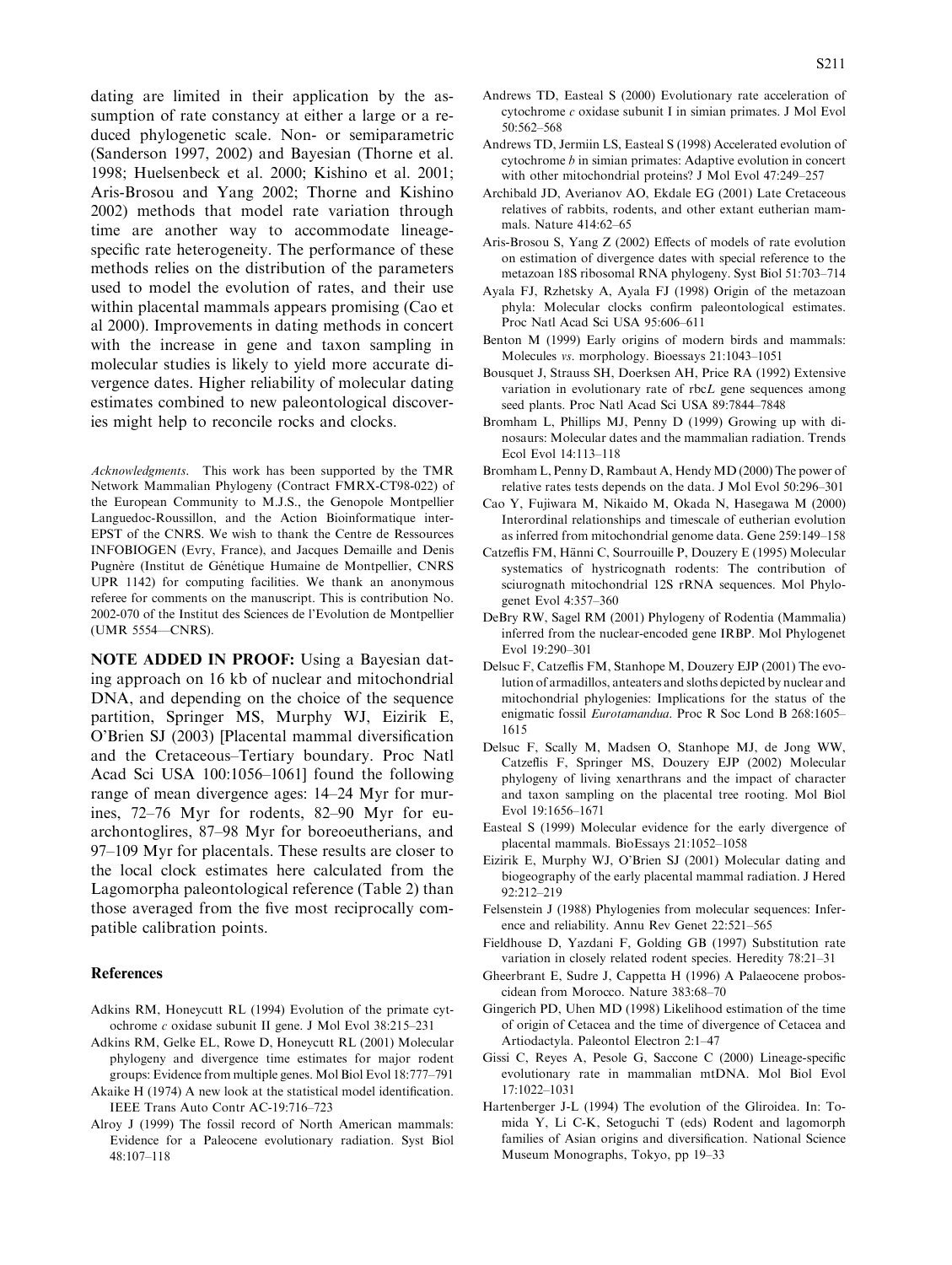dating are limited in their application by the assumption of rate constancy at either a large or a reduced phylogenetic scale. Non- or semiparametric (Sanderson 1997, 2002) and Bayesian (Thorne et al. 1998; Huelsenbeck et al. 2000; Kishino et al. 2001; Aris-Brosou and Yang 2002; Thorne and Kishino 2002) methods that model rate variation through time are another way to accommodate lineage-specific rate heterogeneity. The performance of these methods relies on the distribution of the parameters used to model the evolution of rates, and their use within placental mammals appears promising (Cao et al 2000). Improvements in dating methods in concert with the increase in gene and taxon sampling in molecular studies is likely to yield more accurate divergence dates. Higher reliability of molecular dating estimates combined to new paleontological discoveries might help to reconcile rocks and clocks.

*Acknowledgments.* This work has been supported by the TMR Network Mammalian Phylogeny (Contract FMRX-CT98-022) of the European Community to M.J.S., the Genopole Montpellier Languedoc-Roussillon, and the Action Bioinformatique inter-EPST of the CNRS. We wish to thank the Centre de Ressources INFOBIOGEN (Evry, France), and Jacques Demaille and Denis Pugnère (Institut de Génétique Humaine de Montpellier, CNRS UPR 1142) for computing facilities. We thank an anonymous referee for comments on the manuscript. This is contribution No. 2002-070 of the Institut des Sciences de l'Evolution de Montpellier (UMR 5554—CNRS).

**NOTE ADDED IN PROOF:** Using a Bayesian dating approach on 16 kb of nuclear and mitochondrial DNA, and depending on the choice of the sequence partition, Springer MS, Murphy WJ, Eizirik E, O'Brien SJ (2003) [Placental mammal diversification and the Cretaceous–Tertiary boundary. Proc Natl Acad Sci USA 100:1056–1061] found the following range of mean divergence ages: 14–24 Myr for murines, 72–76 Myr for rodents, 82–90 Myr for euarchontoglires, 87–98 Myr for boreoeutherians, and 97–109 Myr for placentals. These results are closer to the local clock estimates here calculated from the Lagomorpha paleontological reference (Table 2) than those averaged from the five most reciprocally compatible calibration points.

## References

Adkins RM, Honeycutt RL (1994) Evolution of the primate cytochrome *c* oxidase subunit II gene. J Mol Evol 38:215–231

Adkins RM, Gelke EL, Rowe D, Honeycutt RL (2001) Molecular phylogeny and divergence time estimates for major rodent groups: Evidence from multiple genes. Mol Biol Evol 18:777–791

Akaike H (1974) A new look at the statistical model identification. IEEE Trans Auto Contr AC-19:716–723

Alroy J (1999) The fossil record of North American mammals: Evidence for a Paleocene evolutionary radiation. Syst Biol 48:107–118

Andrews TD, Easteal S (2000) Evolutionary rate acceleration of cytochrome *c* oxidase subunit I in simian primates. J Mol Evol 50:562–568

Andrews TD, Jermiin LS, Easteal S (1998) Accelerated evolution of cytochrome *b* in simian primates: Adaptive evolution in concert with other mitochondrial proteins? J Mol Evol 47:249–257

Archibald JD, Averianov AO, Ekdale EG (2001) Late Cretaceous relatives of rabbits, rodents, and other extant eutherian mammals. Nature 414:62–65

Aris-Brosou S, Yang Z (2002) Effects of models of rate evolution on estimation of divergence dates with special reference to the metazoan 18S ribosomal RNA phylogeny. Syst Biol 51:703–714

Ayala FJ, Rzhetsky A, Ayala FJ (1998) Origin of the metazoan phyla: Molecular clocks confirm paleontological estimates. Proc Natl Acad Sci USA 95:606–611

Benton M (1999) Early origins of modern birds and mammals: Molecules *vs*. morphology. Bioessays 21:1043–1051

Bousquet J, Strauss SH, Doerksen AH, Price RA (1992) Extensive variation in evolutionary rate of rbc*L* gene sequences among seed plants. Proc Natl Acad Sci USA 89:7844–7848

Bromham L, Phillips MJ, Penny D (1999) Growing up with dinosaurs: Molecular dates and the mammalian radiation. Trends Ecol Evol 14:113–118

Bromham L, Penny D, Rambaut A, Hendy MD (2000) The power of relative rates tests depends on the data. J Mol Evol 50:296–301

Cao Y, Fujiwara M, Nikaido M, Okada N, Hasegawa M (2000) Interordinal relationships and timescale of eutherian evolution as inferred from mitochondrial genome data. Gene 259:149–158

Catzeflis FM, Hänni C, Sourrouille P, Douzery E (1995) Molecular systematics of hystricognath rodents: The contribution of sciurognath mitochondrial 12S rRNA sequences. Mol Phylogenet Evol 4:357–360

DeBry RW, Sagel RM (2001) Phylogeny of Rodentia (Mammalia) inferred from the nuclear-encoded gene IRBP. Mol Phylogenet Evol 19:290–301

Delsuc F, Catzeflis FM, Stanhope M, Douzery EJP (2001) The evolution of armadillos, anteaters and sloths depicted by nuclear and mitochondrial phylogenies: Implications for the status of the enigmatic fossil *Eurotamandua*. Proc R Soc Lond B 268:1605–1615

Delsuc F, Scally M, Madsen O, Stanhope MJ, de Jong WW, Catzeflis F, Springer MS, Douzery EJP (2002) Molecular phylogeny of living xenarthrans and the impact of character and taxon sampling on the placental tree rooting. Mol Biol Evol 19:1656–1671

Easteal S (1999) Molecular evidence for the early divergence of placental mammals. BioEssays 21:1052–1058

Eizirik E, Murphy WJ, O'Brien SJ (2001) Molecular dating and biogeography of the early placental mammal radiation. J Hered 92:212–219

Felsenstein J (1988) Phylogenies from molecular sequences: Inference and reliability. Annu Rev Genet 22:521–565

Fieldhouse D, Yazdani F, Golding GB (1997) Substitution rate variation in closely related rodent species. Heredity 78:21–31

Gheerbrant E, Sudre J, Cappetta H (1996) A Palaeocene proboscidean from Morocco. Nature 383:68–70

Gingerich PD, Uhen MD (1998) Likelihood estimation of the time of origin of Cetacea and the time of divergence of Cetacea and Artiodactyla. Paleontol Electron 2:1–47

Gissi C, Reyes A, Pesole G, Saccone C (2000) Lineage-specific evolutionary rate in mammalian mtDNA. Mol Biol Evol 17:1022–1031

Hartenberger J-L (1994) The evolution of the Gliroidea. In: Tomida Y, Li C-K, Setoguchi T (eds) Rodent and lagomorph families of Asian origins and diversification. National Science Museum Monographs, Tokyo, pp 19–33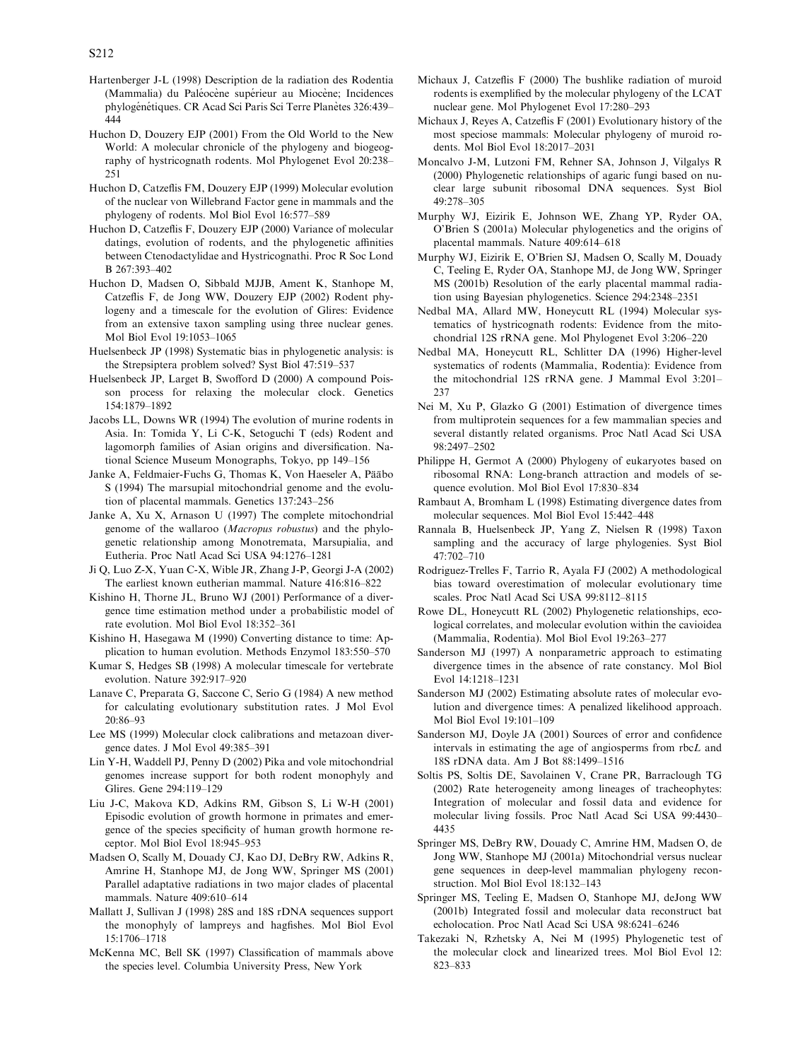Hartenberger J-L (1998) Description de la radiation des Rodentia (Mammalia) du Paléocène supérieur au Miocène; Incidences phylogénétiques. CR Acad Sci Paris Sci Terre Planètes 326:439–444

Huchon D, Douzery EJP (2001) From the Old World to the New World: A molecular chronicle of the phylogeny and biogeography of hystricognath rodents. Mol Phylogenet Evol 20:238–251

Huchon D, Catzeflis FM, Douzery EJP (1999) Molecular evolution of the nuclear von Willebrand Factor gene in mammals and the phylogeny of rodents. Mol Biol Evol 16:577–589

Huchon D, Catzeflis F, Douzery EJP (2000) Variance of molecular datings, evolution of rodents, and the phylogenetic affinities between Ctenodactylidae and Hystricognathi. Proc R Soc Lond B 267:393–402

Huchon D, Madsen O, Sibbald MJJB, Ament K, Stanhope M, Catzeflis F, de Jong WW, Douzery EJP (2002) Rodent phylogeny and a timescale for the evolution of Glires: Evidence from an extensive taxon sampling using three nuclear genes. Mol Biol Evol 19:1053–1065

Huelsenbeck JP (1998) Systematic bias in phylogenetic analysis: is the Strepsiptera problem solved? Syst Biol 47:519–537

Huelsenbeck JP, Larget B, Swofford D (2000) A compound Poisson process for relaxing the molecular clock. Genetics 154:1879–1892

Jacobs LL, Downs WR (1994) The evolution of murine rodents in Asia. In: Tomida Y, Li C-K, Setoguchi T (eds) Rodent and lagomorph families of Asian origins and diversification. National Science Museum Monographs, Tokyo, pp 149–156

Janke A, Feldmaier-Fuchs G, Thomas K, Von Haeseler A, Pääbo S (1994) The marsupial mitochondrial genome and the evolution of placental mammals. Genetics 137:243–256

Janke A, Xu X, Arnason U (1997) The complete mitochondrial genome of the wallaroo (*Macropus robustus*) and the phylogenetic relationship among Monotremata, Marsupialia, and Eutheria. Proc Natl Acad Sci USA 94:1276–1281

Ji Q, Luo Z-X, Yuan C-X, Wible JR, Zhang J-P, Georgi J-A (2002) The earliest known eutherian mammal. Nature 416:816–822

Kishino H, Thorne JL, Bruno WJ (2001) Performance of a divergence time estimation method under a probabilistic model of rate evolution. Mol Biol Evol 18:352–361

Kishino H, Hasegawa M (1990) Converting distance to time: Application to human evolution. Methods Enzymol 183:550–570

Kumar S, Hedges SB (1998) A molecular timescale for vertebrate evolution. Nature 392:917–920

Lanave C, Preparata G, Saccone C, Serio G (1984) A new method for calculating evolutionary substitution rates. J Mol Evol 20:86–93

Lee MS (1999) Molecular clock calibrations and metazoan divergence dates. J Mol Evol 49:385–391

Lin Y-H, Waddell PJ, Penny D (2002) Pika and vole mitochondrial genomes increase support for both rodent monophyly and Glires. Gene 294:119–129

Liu J-C, Makova KD, Adkins RM, Gibson S, Li W-H (2001) Episodic evolution of growth hormone in primates and emergence of the species specificity of human growth hormone receptor. Mol Biol Evol 18:945–953

Madsen O, Scally M, Douady CJ, Kao DJ, DeBry RW, Adkins R, Amrine H, Stanhope MJ, de Jong WW, Springer MS (2001) Parallel adaptative radiations in two major clades of placental mammals. Nature 409:610–614

Mallatt J, Sullivan J (1998) 28S and 18S rDNA sequences support the monophyly of lampreys and hagfishes. Mol Biol Evol 15:1706–1718

McKenna MC, Bell SK (1997) Classification of mammals above the species level. Columbia University Press, New York

Michaux J, Catzeflis F (2000) The bushlike radiation of muroid rodents is exemplified by the molecular phylogeny of the LCAT nuclear gene. Mol Phylogenet Evol 17:280–293

Michaux J, Reyes A, Catzeflis F (2001) Evolutionary history of the most speciose mammals: Molecular phylogeny of muroid rodents. Mol Biol Evol 18:2017–2031

Moncalvo J-M, Lutzoni FM, Rehner SA, Johnson J, Vilgalys R (2000) Phylogenetic relationships of agaric fungi based on nuclear large subunit ribosomal DNA sequences. Syst Biol 49:278–305

Murphy WJ, Eizirik E, Johnson WE, Zhang YP, Ryder OA, O'Brien S (2001a) Molecular phylogenetics and the origins of placental mammals. Nature 409:614–618

Murphy WJ, Eizirik E, O'Brien SJ, Madsen O, Scally M, Douady C, Teeling E, Ryder OA, Stanhope MJ, de Jong WW, Springer MS (2001b) Resolution of the early placental mammal radiation using Bayesian phylogenetics. Science 294:2348–2351

Nedbal MA, Allard MW, Honeycutt RL (1994) Molecular systematics of hystricognath rodents: Evidence from the mitochondrial 12S rRNA gene. Mol Phylogenet Evol 3:206–220

Nedbal MA, Honeycutt RL, Schlitter DA (1996) Higher-level systematics of rodents (Mammalia, Rodentia): Evidence from the mitochondrial 12S rRNA gene. J Mammal Evol 3:201–237

Nei M, Xu P, Glazko G (2001) Estimation of divergence times from multiprotein sequences for a few mammalian species and several distantly related organisms. Proc Natl Acad Sci USA 98:2497–2502

Philippe H, Germot A (2000) Phylogeny of eukaryotes based on ribosomal RNA: Long-branch attraction and models of sequence evolution. Mol Biol Evol 17:830–834

Rambaut A, Bromham L (1998) Estimating divergence dates from molecular sequences. Mol Biol Evol 15:442–448

Rannala B, Huelsenbeck JP, Yang Z, Nielsen R (1998) Taxon sampling and the accuracy of large phylogenies. Syst Biol 47:702–710

Rodriguez-Trelles F, Tarrio R, Ayala FJ (2002) A methodological bias toward overestimation of molecular evolutionary time scales. Proc Natl Acad Sci USA 99:8112–8115

Rowe DL, Honeycutt RL (2002) Phylogenetic relationships, ecological correlates, and molecular evolution within the cavioidea (Mammalia, Rodentia). Mol Biol Evol 19:263–277

Sanderson MJ (1997) A nonparametric approach to estimating divergence times in the absence of rate constancy. Mol Biol Evol 14:1218–1231

Sanderson MJ (2002) Estimating absolute rates of molecular evolution and divergence times: A penalized likelihood approach. Mol Biol Evol 19:101–109

Sanderson MJ, Doyle JA (2001) Sources of error and confidence intervals in estimating the age of angiosperms from rbc*L* and 18S rDNA data. Am J Bot 88:1499–1516

Soltis PS, Soltis DE, Savolainen V, Crane PR, Barraclough TG (2002) Rate heterogeneity among lineages of tracheophytes: Integration of molecular and fossil data and evidence for molecular living fossils. Proc Natl Acad Sci USA 99:4430–4435

Springer MS, DeBry RW, Douady C, Amrine HM, Madsen O, de Jong WW, Stanhope MJ (2001a) Mitochondrial versus nuclear gene sequences in deep-level mammalian phylogeny reconstruction. Mol Biol Evol 18:132–143

Springer MS, Teeling E, Madsen O, Stanhope MJ, deJong WW (2001b) Integrated fossil and molecular data reconstruct bat echolocation. Proc Natl Acad Sci USA 98:6241–6246

Takezaki N, Rzhetsky A, Nei M (1995) Phylogenetic test of the molecular clock and linearized trees. Mol Biol Evol 12: 823–833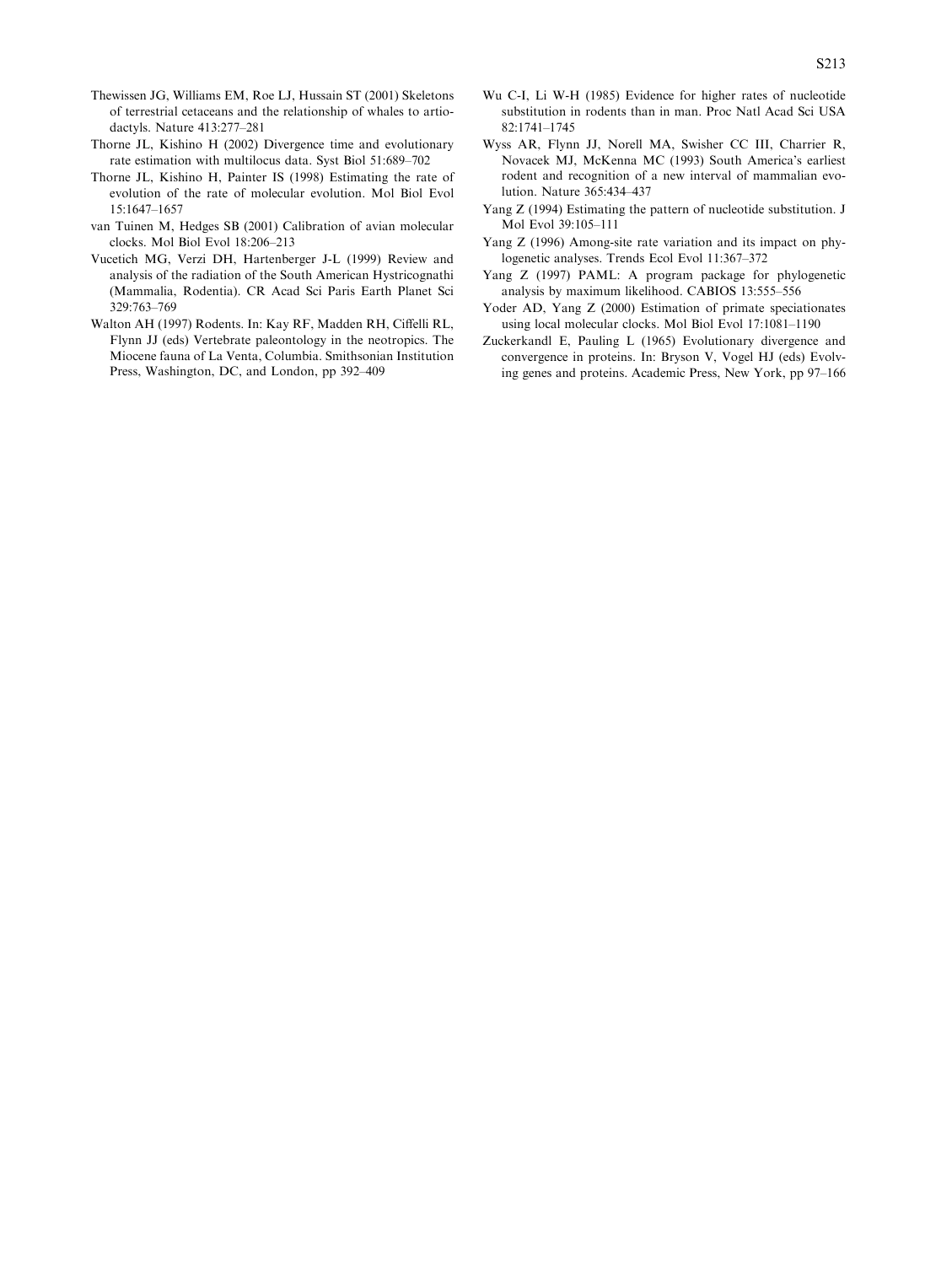Thewissen JG, Williams EM, Roe LJ, Hussain ST (2001) Skeletons of terrestrial cetaceans and the relationship of whales to artiodactyls. Nature 413:277–281

Thorne JL, Kishino H (2002) Divergence time and evolutionary rate estimation with multilocus data. Syst Biol 51:689–702

Thorne JL, Kishino H, Painter IS (1998) Estimating the rate of evolution of the rate of molecular evolution. Mol Biol Evol 15:1647–1657

van Tuinen M, Hedges SB (2001) Calibration of avian molecular clocks. Mol Biol Evol 18:206–213

Vucetich MG, Verzi DH, Hartenberger J-L (1999) Review and analysis of the radiation of the South American Hystricognathi (Mammalia, Rodentia). CR Acad Sci Paris Earth Planet Sci 329:763–769

Walton AH (1997) Rodents. In: Kay RF, Madden RH, Ciffelli RL, Flynn JJ (eds) Vertebrate paleontology in the neotropics. The Miocene fauna of La Venta, Columbia. Smithsonian Institution Press, Washington, DC, and London, pp 392–409

Wu C-I, Li W-H (1985) Evidence for higher rates of nucleotide substitution in rodents than in man. Proc Natl Acad Sci USA 82:1741–1745

Wyss AR, Flynn JJ, Norell MA, Swisher CC III, Charrier R, Novacek MJ, McKenna MC (1993) South America's earliest rodent and recognition of a new interval of mammalian evolution. Nature 365:434–437

Yang Z (1994) Estimating the pattern of nucleotide substitution. J Mol Evol 39:105–111

Yang Z (1996) Among-site rate variation and its impact on phylogenetic analyses. Trends Ecol Evol 11:367–372

Yang Z (1997) PAML: A program package for phylogenetic analysis by maximum likelihood. CABIOS 13:555–556

Yoder AD, Yang Z (2000) Estimation of primate speciationates using local molecular clocks. Mol Biol Evol 17:1081–1190

Zuckerkandl E, Pauling L (1965) Evolutionary divergence and convergence in proteins. In: Bryson V, Vogel HJ (eds) Evolving genes and proteins. Academic Press, New York, pp 97–166